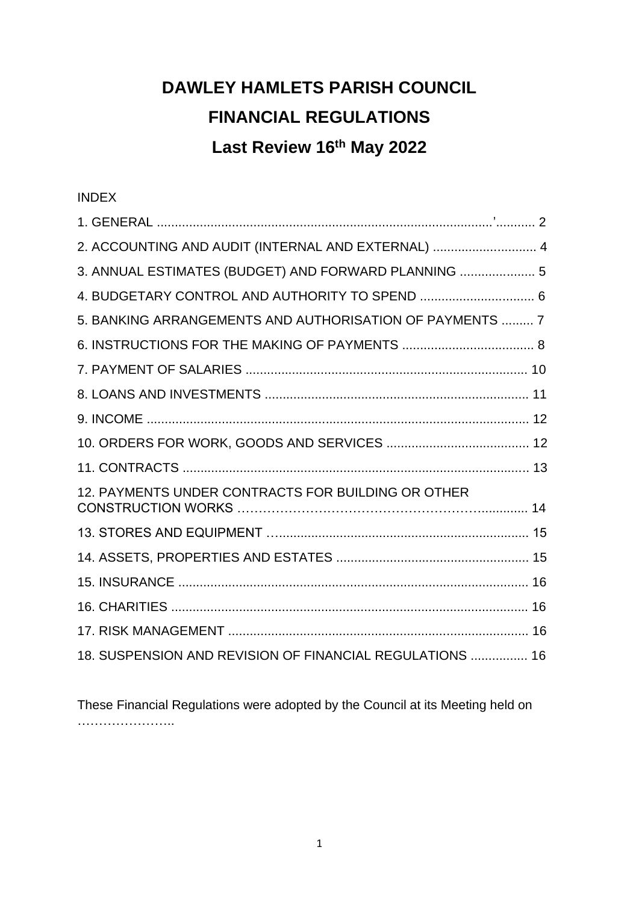# DAWLEY HAMLETS PARISH COUNCIL

# FINANCIAL REGULATIONS

## Last Review 16th May 2022

INDEX

1. GENERAL ...........................................................................................’........... 2
2. ACCOUNTING AND AUDIT (INTERNAL AND EXTERNAL) ............................. 4
3. ANNUAL ESTIMATES (BUDGET) AND FORWARD PLANNING ..................... 5
4. BUDGETARY CONTROL AND AUTHORITY TO SPEND ................................ 6
5. BANKING ARRANGEMENTS AND AUTHORISATION OF PAYMENTS ......... 7
6. INSTRUCTIONS FOR THE MAKING OF PAYMENTS ..................................... 8
7. PAYMENT OF SALARIES .............................................................................. 10
8. LOANS AND INVESTMENTS ......................................................................... 11
9. INCOME .......................................................................................................... 12
10. ORDERS FOR WORK, GOODS AND SERVICES ........................................ 12
11. CONTRACTS ................................................................................................ 13
12. PAYMENTS UNDER CONTRACTS FOR BUILDING OR OTHER CONSTRUCTION WORKS …………………………………………………............ 14
13. STORES AND EQUIPMENT …..................................................................... 15
14. ASSETS, PROPERTIES AND ESTATES ..................................................... 15
15. INSURANCE ................................................................................................. 16
16. CHARITIES ................................................................................................... 16
17. RISK MANAGEMENT ................................................................................... 16
18. SUSPENSION AND REVISION OF FINANCIAL REGULATIONS ................ 16

These Financial Regulations were adopted by the Council at its Meeting held on …………………..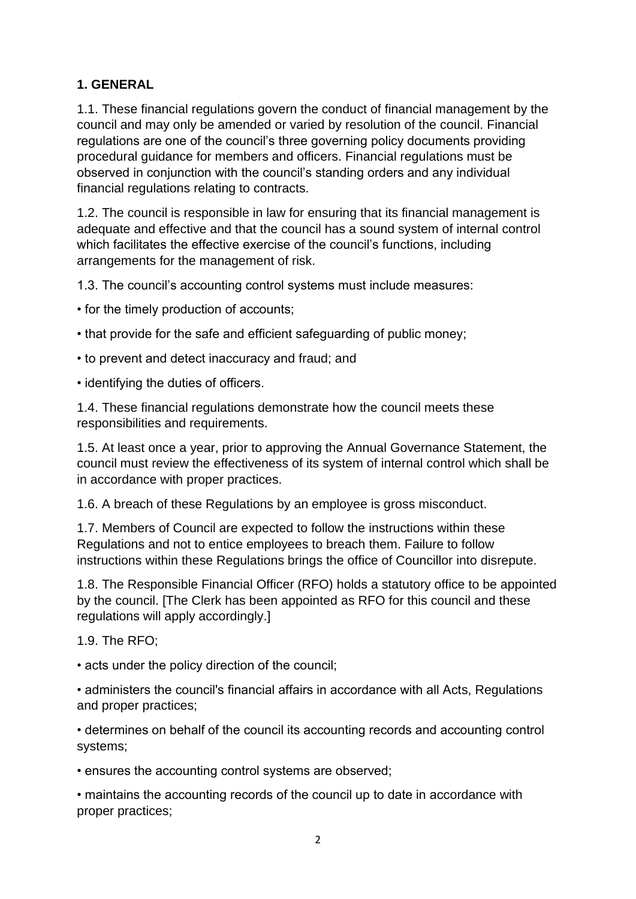## 1. GENERAL

1.1. These financial regulations govern the conduct of financial management by the council and may only be amended or varied by resolution of the council. Financial regulations are one of the council's three governing policy documents providing procedural guidance for members and officers. Financial regulations must be observed in conjunction with the council's standing orders and any individual financial regulations relating to contracts.

1.2. The council is responsible in law for ensuring that its financial management is adequate and effective and that the council has a sound system of internal control which facilitates the effective exercise of the council's functions, including arrangements for the management of risk.

1.3. The council's accounting control systems must include measures:

- for the timely production of accounts;
- that provide for the safe and efficient safeguarding of public money;
- to prevent and detect inaccuracy and fraud; and
- identifying the duties of officers.

1.4. These financial regulations demonstrate how the council meets these responsibilities and requirements.

1.5. At least once a year, prior to approving the Annual Governance Statement, the council must review the effectiveness of its system of internal control which shall be in accordance with proper practices.

1.6. A breach of these Regulations by an employee is gross misconduct.

1.7. Members of Council are expected to follow the instructions within these Regulations and not to entice employees to breach them. Failure to follow instructions within these Regulations brings the office of Councillor into disrepute.

1.8. The Responsible Financial Officer (RFO) holds a statutory office to be appointed by the council. [The Clerk has been appointed as RFO for this council and these regulations will apply accordingly.]

1.9. The RFO;

- acts under the policy direction of the council;
- administers the council's financial affairs in accordance with all Acts, Regulations and proper practices;
- determines on behalf of the council its accounting records and accounting control systems;
- ensures the accounting control systems are observed;
- maintains the accounting records of the council up to date in accordance with proper practices;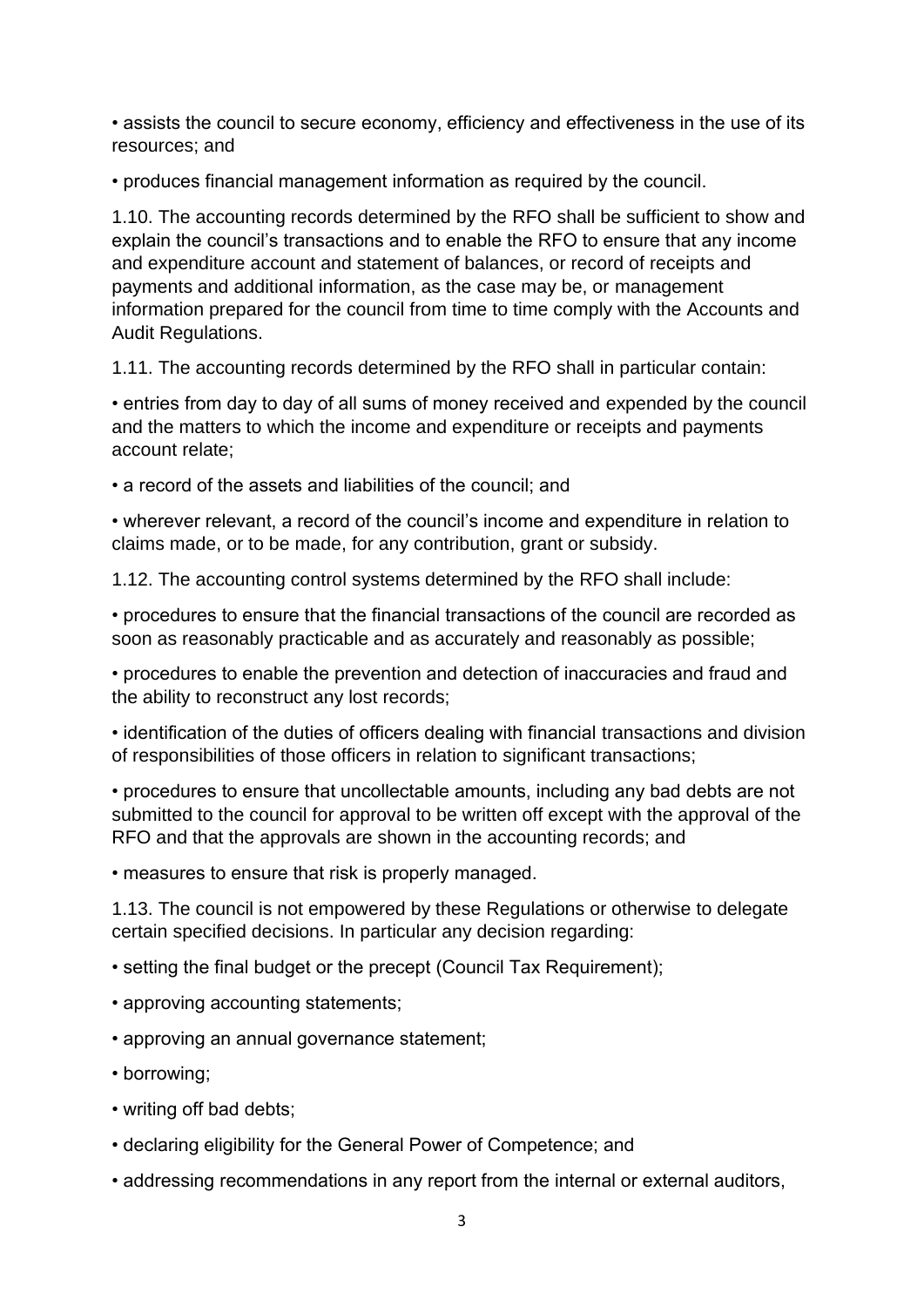- assists the council to secure economy, efficiency and effectiveness in the use of its resources; and
- produces financial management information as required by the council.

1.10. The accounting records determined by the RFO shall be sufficient to show and explain the council's transactions and to enable the RFO to ensure that any income and expenditure account and statement of balances, or record of receipts and payments and additional information, as the case may be, or management information prepared for the council from time to time comply with the Accounts and Audit Regulations.

1.11. The accounting records determined by the RFO shall in particular contain:

- entries from day to day of all sums of money received and expended by the council and the matters to which the income and expenditure or receipts and payments account relate;
- a record of the assets and liabilities of the council; and
- wherever relevant, a record of the council's income and expenditure in relation to claims made, or to be made, for any contribution, grant or subsidy.

1.12. The accounting control systems determined by the RFO shall include:

- procedures to ensure that the financial transactions of the council are recorded as soon as reasonably practicable and as accurately and reasonably as possible;
- procedures to enable the prevention and detection of inaccuracies and fraud and the ability to reconstruct any lost records;
- identification of the duties of officers dealing with financial transactions and division of responsibilities of those officers in relation to significant transactions;
- procedures to ensure that uncollectable amounts, including any bad debts are not submitted to the council for approval to be written off except with the approval of the RFO and that the approvals are shown in the accounting records; and
- measures to ensure that risk is properly managed.

1.13. The council is not empowered by these Regulations or otherwise to delegate certain specified decisions. In particular any decision regarding:

- setting the final budget or the precept (Council Tax Requirement);
- approving accounting statements;
- approving an annual governance statement;
- borrowing;
- writing off bad debts;
- declaring eligibility for the General Power of Competence; and
- addressing recommendations in any report from the internal or external auditors,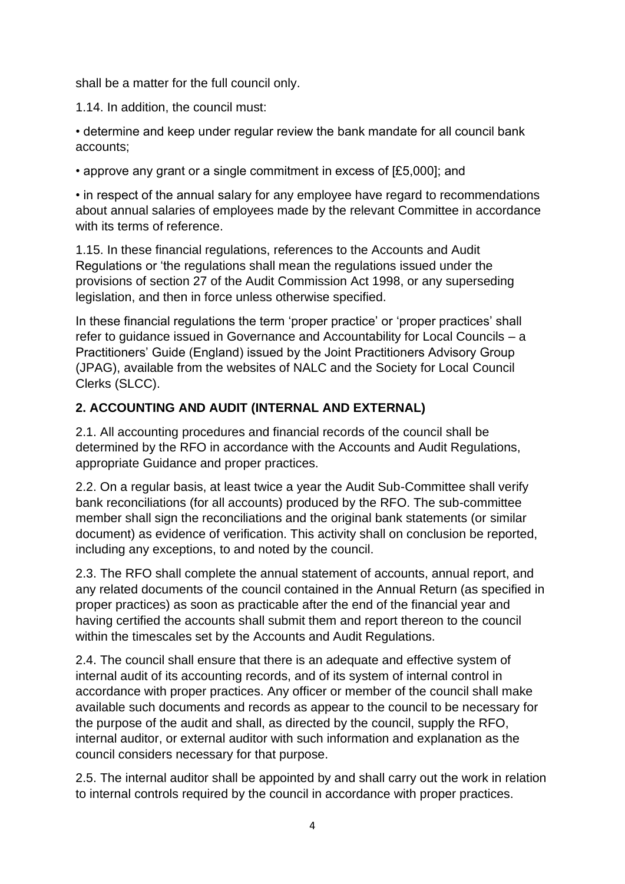shall be a matter for the full council only.

1.14. In addition, the council must:

- determine and keep under regular review the bank mandate for all council bank accounts;
- approve any grant or a single commitment in excess of [£5,000]; and
- in respect of the annual salary for any employee have regard to recommendations about annual salaries of employees made by the relevant Committee in accordance with its terms of reference.

1.15. In these financial regulations, references to the Accounts and Audit Regulations or 'the regulations shall mean the regulations issued under the provisions of section 27 of the Audit Commission Act 1998, or any superseding legislation, and then in force unless otherwise specified.

In these financial regulations the term 'proper practice' or 'proper practices' shall refer to guidance issued in Governance and Accountability for Local Councils – a Practitioners' Guide (England) issued by the Joint Practitioners Advisory Group (JPAG), available from the websites of NALC and the Society for Local Council Clerks (SLCC).

## 2. ACCOUNTING AND AUDIT (INTERNAL AND EXTERNAL)

2.1. All accounting procedures and financial records of the council shall be determined by the RFO in accordance with the Accounts and Audit Regulations, appropriate Guidance and proper practices.

2.2. On a regular basis, at least twice a year the Audit Sub-Committee shall verify bank reconciliations (for all accounts) produced by the RFO. The sub-committee member shall sign the reconciliations and the original bank statements (or similar document) as evidence of verification. This activity shall on conclusion be reported, including any exceptions, to and noted by the council.

2.3. The RFO shall complete the annual statement of accounts, annual report, and any related documents of the council contained in the Annual Return (as specified in proper practices) as soon as practicable after the end of the financial year and having certified the accounts shall submit them and report thereon to the council within the timescales set by the Accounts and Audit Regulations.

2.4. The council shall ensure that there is an adequate and effective system of internal audit of its accounting records, and of its system of internal control in accordance with proper practices. Any officer or member of the council shall make available such documents and records as appear to the council to be necessary for the purpose of the audit and shall, as directed by the council, supply the RFO, internal auditor, or external auditor with such information and explanation as the council considers necessary for that purpose.

2.5. The internal auditor shall be appointed by and shall carry out the work in relation to internal controls required by the council in accordance with proper practices.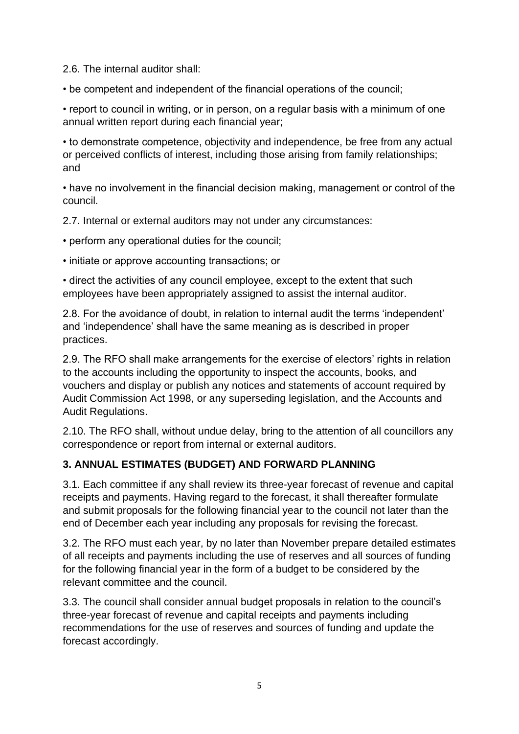2.6. The internal auditor shall:

• be competent and independent of the financial operations of the council;

• report to council in writing, or in person, on a regular basis with a minimum of one annual written report during each financial year;

• to demonstrate competence, objectivity and independence, be free from any actual or perceived conflicts of interest, including those arising from family relationships; and

• have no involvement in the financial decision making, management or control of the council.

2.7. Internal or external auditors may not under any circumstances:

• perform any operational duties for the council;

• initiate or approve accounting transactions; or

• direct the activities of any council employee, except to the extent that such employees have been appropriately assigned to assist the internal auditor.

2.8. For the avoidance of doubt, in relation to internal audit the terms 'independent' and 'independence' shall have the same meaning as is described in proper practices.

2.9. The RFO shall make arrangements for the exercise of electors' rights in relation to the accounts including the opportunity to inspect the accounts, books, and vouchers and display or publish any notices and statements of account required by Audit Commission Act 1998, or any superseding legislation, and the Accounts and Audit Regulations.

2.10. The RFO shall, without undue delay, bring to the attention of all councillors any correspondence or report from internal or external auditors.

## 3. ANNUAL ESTIMATES (BUDGET) AND FORWARD PLANNING

3.1. Each committee if any shall review its three-year forecast of revenue and capital receipts and payments. Having regard to the forecast, it shall thereafter formulate and submit proposals for the following financial year to the council not later than the end of December each year including any proposals for revising the forecast.

3.2. The RFO must each year, by no later than November prepare detailed estimates of all receipts and payments including the use of reserves and all sources of funding for the following financial year in the form of a budget to be considered by the relevant committee and the council.

3.3. The council shall consider annual budget proposals in relation to the council's three-year forecast of revenue and capital receipts and payments including recommendations for the use of reserves and sources of funding and update the forecast accordingly.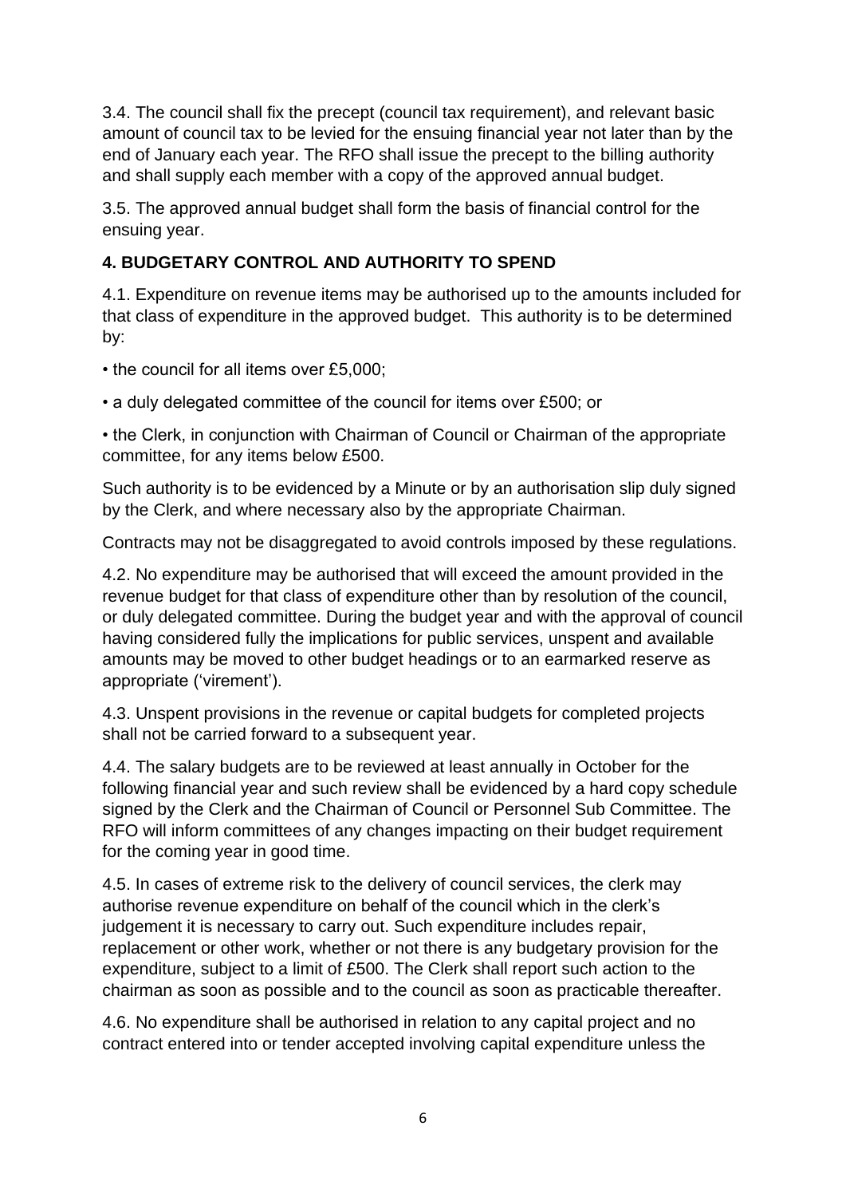3.4. The council shall fix the precept (council tax requirement), and relevant basic amount of council tax to be levied for the ensuing financial year not later than by the end of January each year. The RFO shall issue the precept to the billing authority and shall supply each member with a copy of the approved annual budget.

3.5. The approved annual budget shall form the basis of financial control for the ensuing year.

## 4. BUDGETARY CONTROL AND AUTHORITY TO SPEND

4.1. Expenditure on revenue items may be authorised up to the amounts included for that class of expenditure in the approved budget. This authority is to be determined by:

- the council for all items over £5,000;
- a duly delegated committee of the council for items over £500; or
- the Clerk, in conjunction with Chairman of Council or Chairman of the appropriate committee, for any items below £500.

Such authority is to be evidenced by a Minute or by an authorisation slip duly signed by the Clerk, and where necessary also by the appropriate Chairman.

Contracts may not be disaggregated to avoid controls imposed by these regulations.

4.2. No expenditure may be authorised that will exceed the amount provided in the revenue budget for that class of expenditure other than by resolution of the council, or duly delegated committee. During the budget year and with the approval of council having considered fully the implications for public services, unspent and available amounts may be moved to other budget headings or to an earmarked reserve as appropriate ('virement').

4.3. Unspent provisions in the revenue or capital budgets for completed projects shall not be carried forward to a subsequent year.

4.4. The salary budgets are to be reviewed at least annually in October for the following financial year and such review shall be evidenced by a hard copy schedule signed by the Clerk and the Chairman of Council or Personnel Sub Committee. The RFO will inform committees of any changes impacting on their budget requirement for the coming year in good time.

4.5. In cases of extreme risk to the delivery of council services, the clerk may authorise revenue expenditure on behalf of the council which in the clerk's judgement it is necessary to carry out. Such expenditure includes repair, replacement or other work, whether or not there is any budgetary provision for the expenditure, subject to a limit of £500. The Clerk shall report such action to the chairman as soon as possible and to the council as soon as practicable thereafter.

4.6. No expenditure shall be authorised in relation to any capital project and no contract entered into or tender accepted involving capital expenditure unless the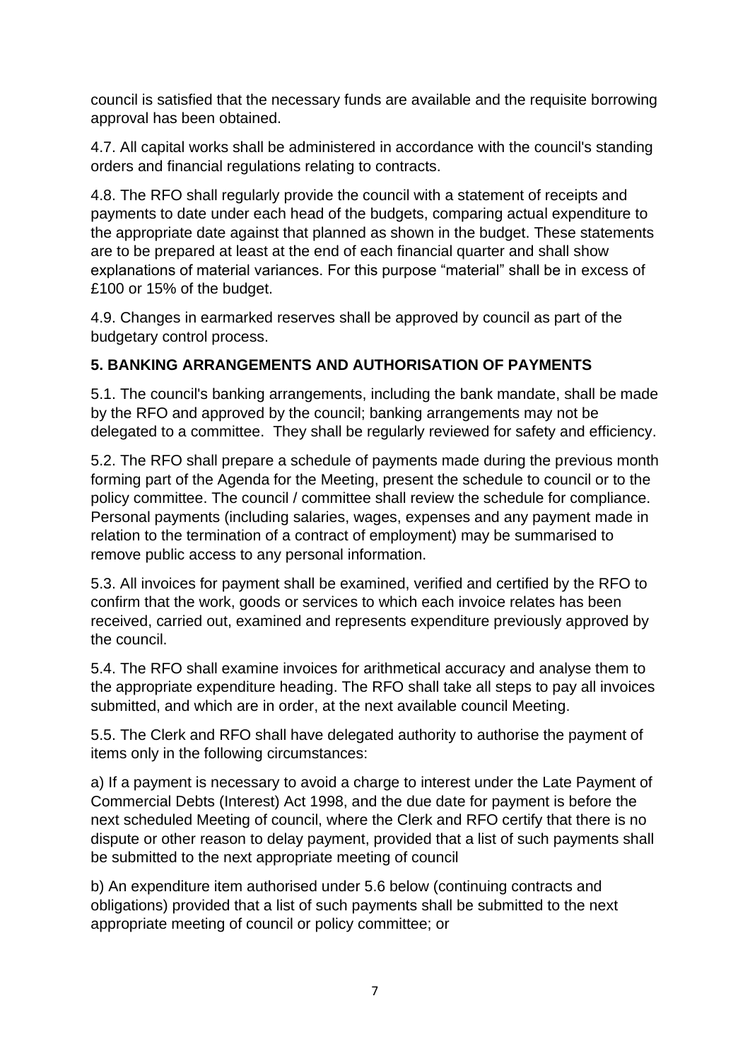council is satisfied that the necessary funds are available and the requisite borrowing approval has been obtained.

4.7. All capital works shall be administered in accordance with the council's standing orders and financial regulations relating to contracts.

4.8. The RFO shall regularly provide the council with a statement of receipts and payments to date under each head of the budgets, comparing actual expenditure to the appropriate date against that planned as shown in the budget. These statements are to be prepared at least at the end of each financial quarter and shall show explanations of material variances. For this purpose "material" shall be in excess of £100 or 15% of the budget.

4.9. Changes in earmarked reserves shall be approved by council as part of the budgetary control process.

## 5. BANKING ARRANGEMENTS AND AUTHORISATION OF PAYMENTS

5.1. The council's banking arrangements, including the bank mandate, shall be made by the RFO and approved by the council; banking arrangements may not be delegated to a committee. They shall be regularly reviewed for safety and efficiency.

5.2. The RFO shall prepare a schedule of payments made during the previous month forming part of the Agenda for the Meeting, present the schedule to council or to the policy committee. The council / committee shall review the schedule for compliance. Personal payments (including salaries, wages, expenses and any payment made in relation to the termination of a contract of employment) may be summarised to remove public access to any personal information.

5.3. All invoices for payment shall be examined, verified and certified by the RFO to confirm that the work, goods or services to which each invoice relates has been received, carried out, examined and represents expenditure previously approved by the council.

5.4. The RFO shall examine invoices for arithmetical accuracy and analyse them to the appropriate expenditure heading. The RFO shall take all steps to pay all invoices submitted, and which are in order, at the next available council Meeting.

5.5. The Clerk and RFO shall have delegated authority to authorise the payment of items only in the following circumstances:

a) If a payment is necessary to avoid a charge to interest under the Late Payment of Commercial Debts (Interest) Act 1998, and the due date for payment is before the next scheduled Meeting of council, where the Clerk and RFO certify that there is no dispute or other reason to delay payment, provided that a list of such payments shall be submitted to the next appropriate meeting of council

b) An expenditure item authorised under 5.6 below (continuing contracts and obligations) provided that a list of such payments shall be submitted to the next appropriate meeting of council or policy committee; or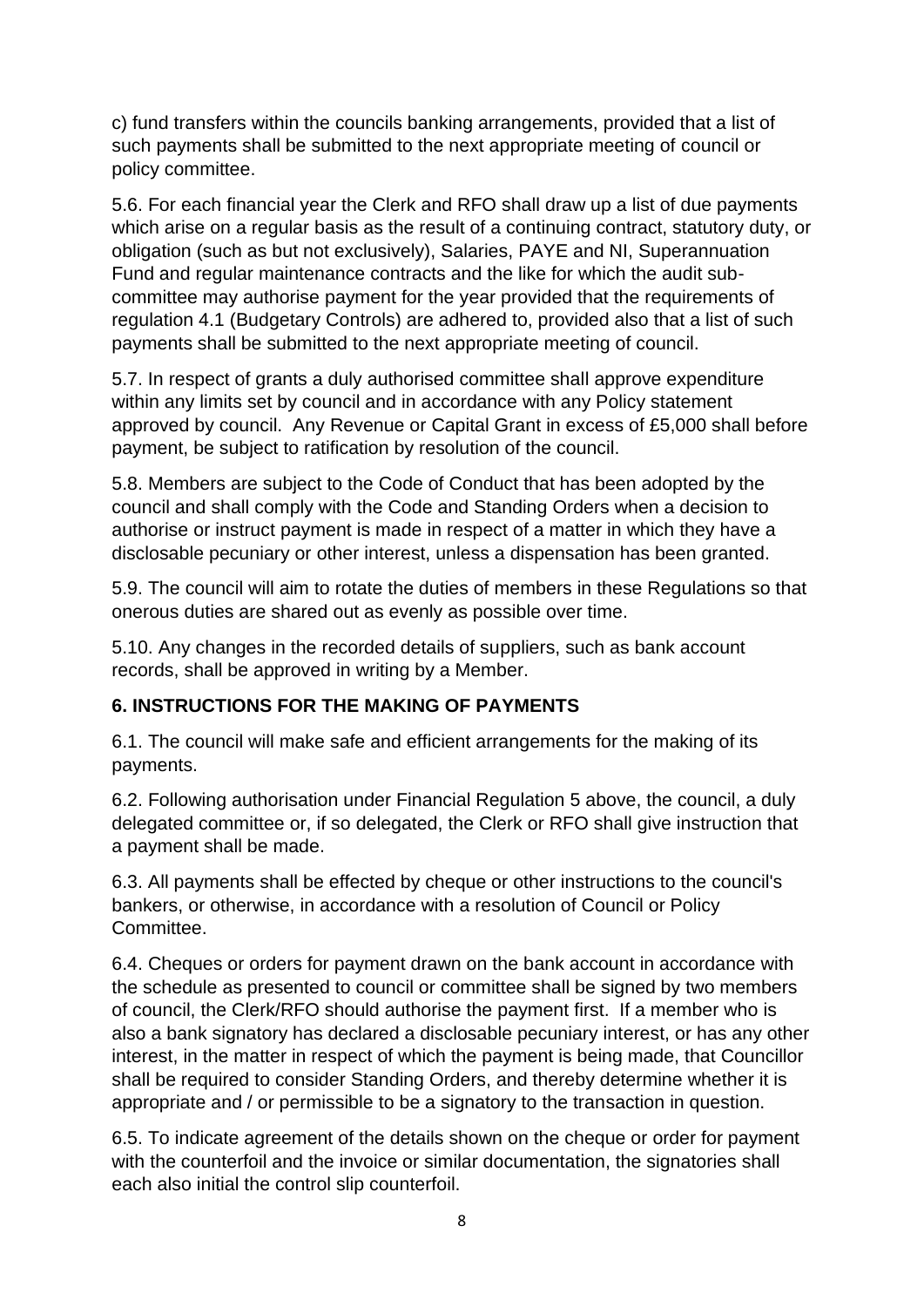c) fund transfers within the councils banking arrangements, provided that a list of such payments shall be submitted to the next appropriate meeting of council or policy committee.

5.6. For each financial year the Clerk and RFO shall draw up a list of due payments which arise on a regular basis as the result of a continuing contract, statutory duty, or obligation (such as but not exclusively), Salaries, PAYE and NI, Superannuation Fund and regular maintenance contracts and the like for which the audit sub-committee may authorise payment for the year provided that the requirements of regulation 4.1 (Budgetary Controls) are adhered to, provided also that a list of such payments shall be submitted to the next appropriate meeting of council.

5.7. In respect of grants a duly authorised committee shall approve expenditure within any limits set by council and in accordance with any Policy statement approved by council. Any Revenue or Capital Grant in excess of £5,000 shall before payment, be subject to ratification by resolution of the council.

5.8. Members are subject to the Code of Conduct that has been adopted by the council and shall comply with the Code and Standing Orders when a decision to authorise or instruct payment is made in respect of a matter in which they have a disclosable pecuniary or other interest, unless a dispensation has been granted.

5.9. The council will aim to rotate the duties of members in these Regulations so that onerous duties are shared out as evenly as possible over time.

5.10. Any changes in the recorded details of suppliers, such as bank account records, shall be approved in writing by a Member.

## 6. INSTRUCTIONS FOR THE MAKING OF PAYMENTS

6.1. The council will make safe and efficient arrangements for the making of its payments.

6.2. Following authorisation under Financial Regulation 5 above, the council, a duly delegated committee or, if so delegated, the Clerk or RFO shall give instruction that a payment shall be made.

6.3. All payments shall be effected by cheque or other instructions to the council's bankers, or otherwise, in accordance with a resolution of Council or Policy Committee.

6.4. Cheques or orders for payment drawn on the bank account in accordance with the schedule as presented to council or committee shall be signed by two members of council, the Clerk/RFO should authorise the payment first. If a member who is also a bank signatory has declared a disclosable pecuniary interest, or has any other interest, in the matter in respect of which the payment is being made, that Councillor shall be required to consider Standing Orders, and thereby determine whether it is appropriate and / or permissible to be a signatory to the transaction in question.

6.5. To indicate agreement of the details shown on the cheque or order for payment with the counterfoil and the invoice or similar documentation, the signatories shall each also initial the control slip counterfoil.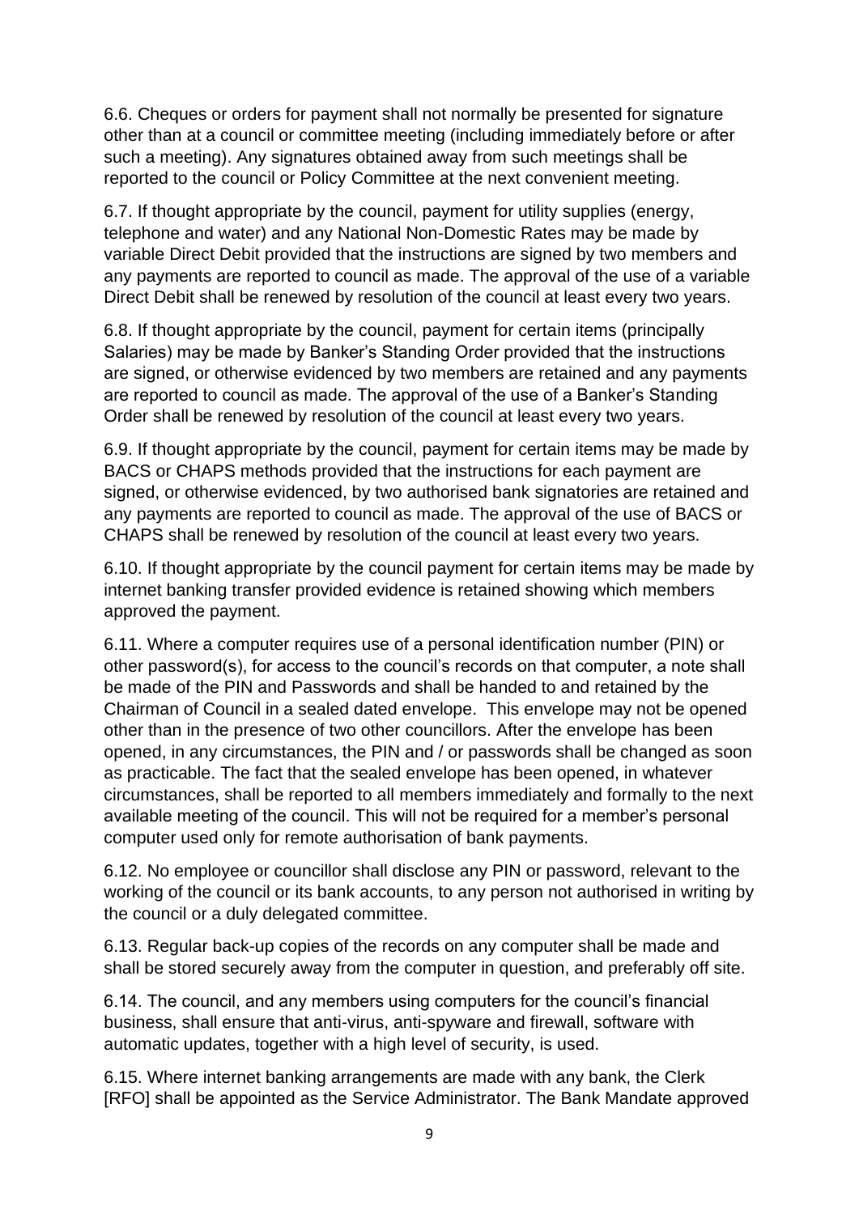6.6. Cheques or orders for payment shall not normally be presented for signature other than at a council or committee meeting (including immediately before or after such a meeting). Any signatures obtained away from such meetings shall be reported to the council or Policy Committee at the next convenient meeting.

6.7. If thought appropriate by the council, payment for utility supplies (energy, telephone and water) and any National Non-Domestic Rates may be made by variable Direct Debit provided that the instructions are signed by two members and any payments are reported to council as made. The approval of the use of a variable Direct Debit shall be renewed by resolution of the council at least every two years.

6.8. If thought appropriate by the council, payment for certain items (principally Salaries) may be made by Banker's Standing Order provided that the instructions are signed, or otherwise evidenced by two members are retained and any payments are reported to council as made. The approval of the use of a Banker's Standing Order shall be renewed by resolution of the council at least every two years.

6.9. If thought appropriate by the council, payment for certain items may be made by BACS or CHAPS methods provided that the instructions for each payment are signed, or otherwise evidenced, by two authorised bank signatories are retained and any payments are reported to council as made. The approval of the use of BACS or CHAPS shall be renewed by resolution of the council at least every two years.

6.10. If thought appropriate by the council payment for certain items may be made by internet banking transfer provided evidence is retained showing which members approved the payment.

6.11. Where a computer requires use of a personal identification number (PIN) or other password(s), for access to the council's records on that computer, a note shall be made of the PIN and Passwords and shall be handed to and retained by the Chairman of Council in a sealed dated envelope. This envelope may not be opened other than in the presence of two other councillors. After the envelope has been opened, in any circumstances, the PIN and / or passwords shall be changed as soon as practicable. The fact that the sealed envelope has been opened, in whatever circumstances, shall be reported to all members immediately and formally to the next available meeting of the council. This will not be required for a member's personal computer used only for remote authorisation of bank payments.

6.12. No employee or councillor shall disclose any PIN or password, relevant to the working of the council or its bank accounts, to any person not authorised in writing by the council or a duly delegated committee.

6.13. Regular back-up copies of the records on any computer shall be made and shall be stored securely away from the computer in question, and preferably off site.

6.14. The council, and any members using computers for the council's financial business, shall ensure that anti-virus, anti-spyware and firewall, software with automatic updates, together with a high level of security, is used.

6.15. Where internet banking arrangements are made with any bank, the Clerk [RFO] shall be appointed as the Service Administrator. The Bank Mandate approved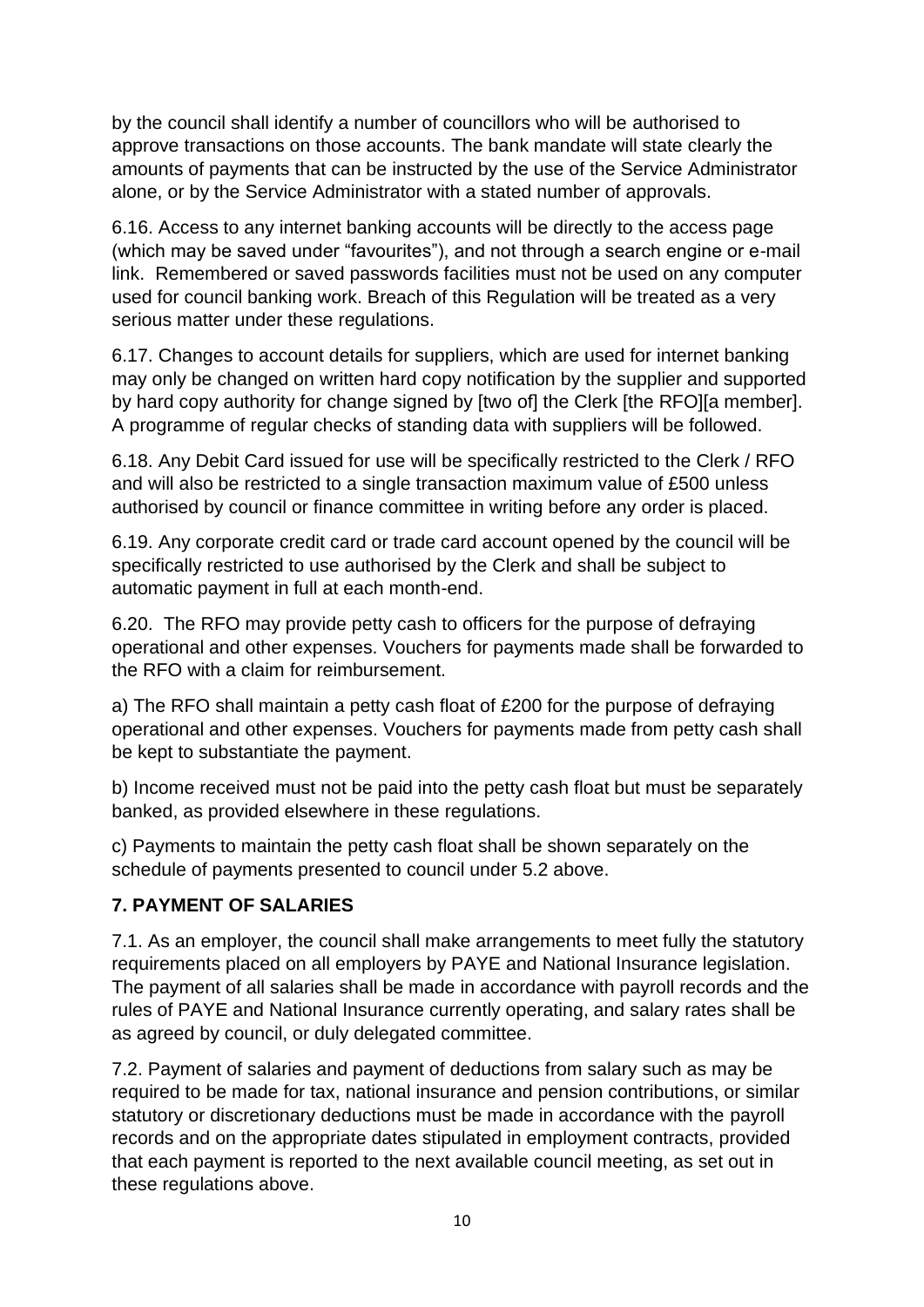by the council shall identify a number of councillors who will be authorised to approve transactions on those accounts. The bank mandate will state clearly the amounts of payments that can be instructed by the use of the Service Administrator alone, or by the Service Administrator with a stated number of approvals.

6.16. Access to any internet banking accounts will be directly to the access page (which may be saved under "favourites"), and not through a search engine or e-mail link. Remembered or saved passwords facilities must not be used on any computer used for council banking work. Breach of this Regulation will be treated as a very serious matter under these regulations.

6.17. Changes to account details for suppliers, which are used for internet banking may only be changed on written hard copy notification by the supplier and supported by hard copy authority for change signed by [two of] the Clerk [the RFO][a member]. A programme of regular checks of standing data with suppliers will be followed.

6.18. Any Debit Card issued for use will be specifically restricted to the Clerk / RFO and will also be restricted to a single transaction maximum value of £500 unless authorised by council or finance committee in writing before any order is placed.

6.19. Any corporate credit card or trade card account opened by the council will be specifically restricted to use authorised by the Clerk and shall be subject to automatic payment in full at each month-end.

6.20. The RFO may provide petty cash to officers for the purpose of defraying operational and other expenses. Vouchers for payments made shall be forwarded to the RFO with a claim for reimbursement.

a) The RFO shall maintain a petty cash float of £200 for the purpose of defraying operational and other expenses. Vouchers for payments made from petty cash shall be kept to substantiate the payment.

b) Income received must not be paid into the petty cash float but must be separately banked, as provided elsewhere in these regulations.

c) Payments to maintain the petty cash float shall be shown separately on the schedule of payments presented to council under 5.2 above.

## 7. PAYMENT OF SALARIES

7.1. As an employer, the council shall make arrangements to meet fully the statutory requirements placed on all employers by PAYE and National Insurance legislation. The payment of all salaries shall be made in accordance with payroll records and the rules of PAYE and National Insurance currently operating, and salary rates shall be as agreed by council, or duly delegated committee.

7.2. Payment of salaries and payment of deductions from salary such as may be required to be made for tax, national insurance and pension contributions, or similar statutory or discretionary deductions must be made in accordance with the payroll records and on the appropriate dates stipulated in employment contracts, provided that each payment is reported to the next available council meeting, as set out in these regulations above.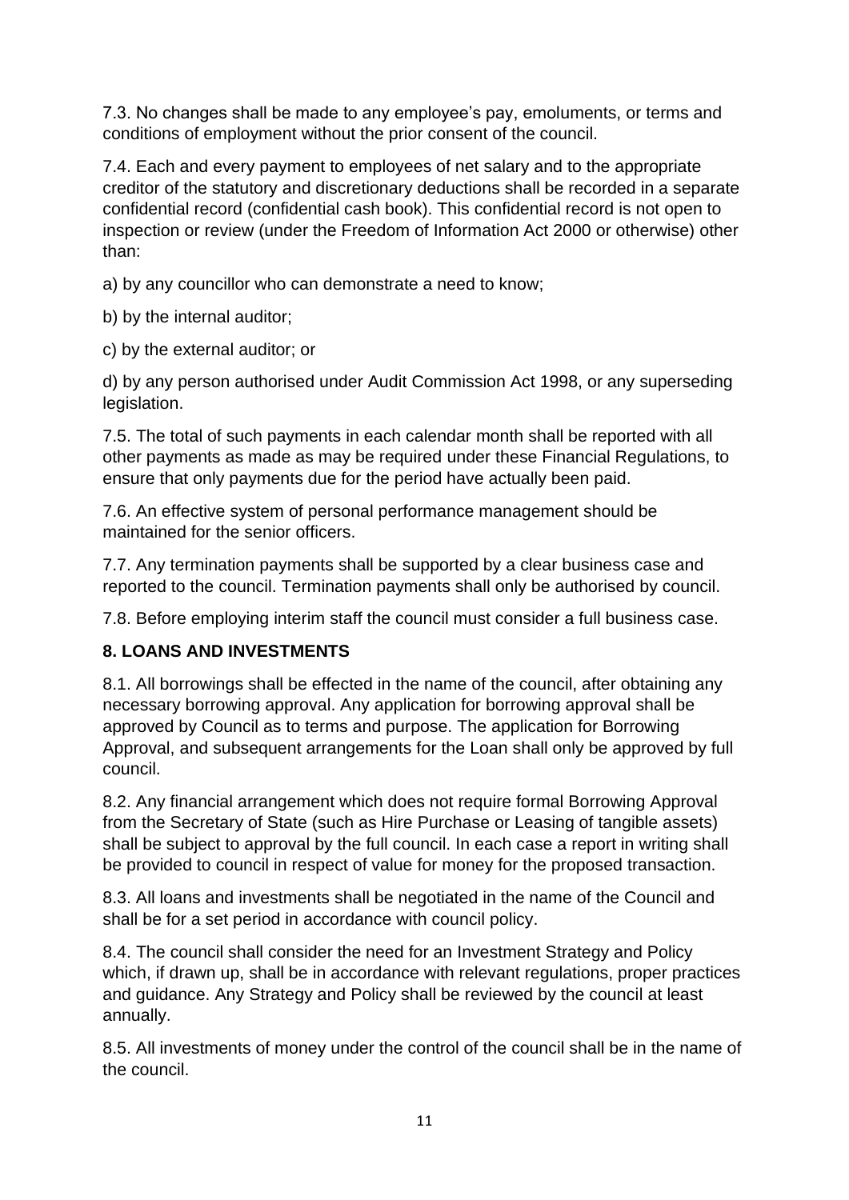7.3. No changes shall be made to any employee's pay, emoluments, or terms and conditions of employment without the prior consent of the council.

7.4. Each and every payment to employees of net salary and to the appropriate creditor of the statutory and discretionary deductions shall be recorded in a separate confidential record (confidential cash book). This confidential record is not open to inspection or review (under the Freedom of Information Act 2000 or otherwise) other than:

a) by any councillor who can demonstrate a need to know;

b) by the internal auditor;

c) by the external auditor; or

d) by any person authorised under Audit Commission Act 1998, or any superseding legislation.

7.5. The total of such payments in each calendar month shall be reported with all other payments as made as may be required under these Financial Regulations, to ensure that only payments due for the period have actually been paid.

7.6. An effective system of personal performance management should be maintained for the senior officers.

7.7. Any termination payments shall be supported by a clear business case and reported to the council. Termination payments shall only be authorised by council.

7.8. Before employing interim staff the council must consider a full business case.

## 8. LOANS AND INVESTMENTS

8.1. All borrowings shall be effected in the name of the council, after obtaining any necessary borrowing approval. Any application for borrowing approval shall be approved by Council as to terms and purpose. The application for Borrowing Approval, and subsequent arrangements for the Loan shall only be approved by full council.

8.2. Any financial arrangement which does not require formal Borrowing Approval from the Secretary of State (such as Hire Purchase or Leasing of tangible assets) shall be subject to approval by the full council. In each case a report in writing shall be provided to council in respect of value for money for the proposed transaction.

8.3. All loans and investments shall be negotiated in the name of the Council and shall be for a set period in accordance with council policy.

8.4. The council shall consider the need for an Investment Strategy and Policy which, if drawn up, shall be in accordance with relevant regulations, proper practices and guidance. Any Strategy and Policy shall be reviewed by the council at least annually.

8.5. All investments of money under the control of the council shall be in the name of the council.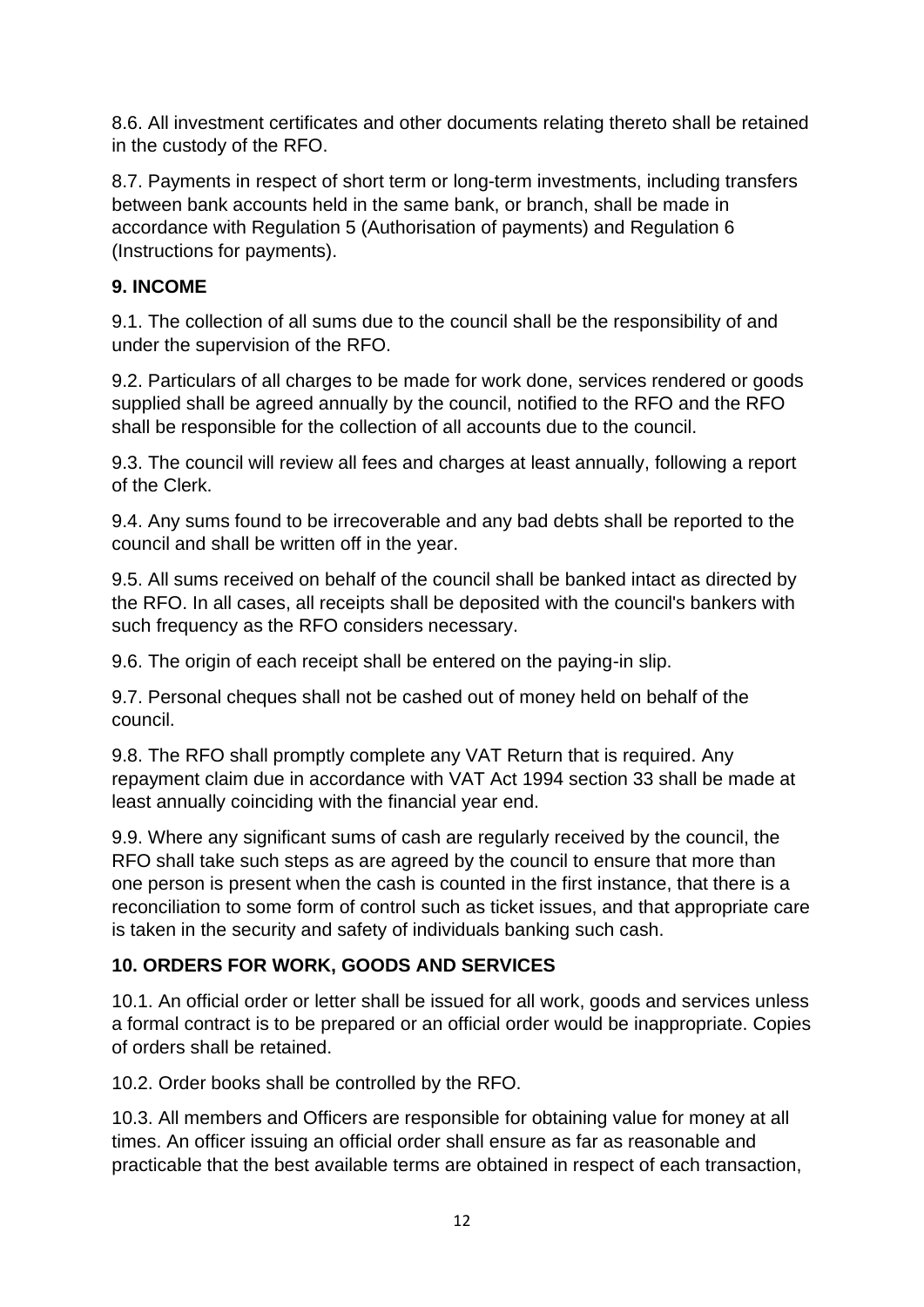8.6. All investment certificates and other documents relating thereto shall be retained in the custody of the RFO.

8.7. Payments in respect of short term or long-term investments, including transfers between bank accounts held in the same bank, or branch, shall be made in accordance with Regulation 5 (Authorisation of payments) and Regulation 6 (Instructions for payments).

## 9. INCOME

9.1. The collection of all sums due to the council shall be the responsibility of and under the supervision of the RFO.

9.2. Particulars of all charges to be made for work done, services rendered or goods supplied shall be agreed annually by the council, notified to the RFO and the RFO shall be responsible for the collection of all accounts due to the council.

9.3. The council will review all fees and charges at least annually, following a report of the Clerk.

9.4. Any sums found to be irrecoverable and any bad debts shall be reported to the council and shall be written off in the year.

9.5. All sums received on behalf of the council shall be banked intact as directed by the RFO. In all cases, all receipts shall be deposited with the council's bankers with such frequency as the RFO considers necessary.

9.6. The origin of each receipt shall be entered on the paying-in slip.

9.7. Personal cheques shall not be cashed out of money held on behalf of the council.

9.8. The RFO shall promptly complete any VAT Return that is required. Any repayment claim due in accordance with VAT Act 1994 section 33 shall be made at least annually coinciding with the financial year end.

9.9. Where any significant sums of cash are regularly received by the council, the RFO shall take such steps as are agreed by the council to ensure that more than one person is present when the cash is counted in the first instance, that there is a reconciliation to some form of control such as ticket issues, and that appropriate care is taken in the security and safety of individuals banking such cash.

## 10. ORDERS FOR WORK, GOODS AND SERVICES

10.1. An official order or letter shall be issued for all work, goods and services unless a formal contract is to be prepared or an official order would be inappropriate. Copies of orders shall be retained.

10.2. Order books shall be controlled by the RFO.

10.3. All members and Officers are responsible for obtaining value for money at all times. An officer issuing an official order shall ensure as far as reasonable and practicable that the best available terms are obtained in respect of each transaction,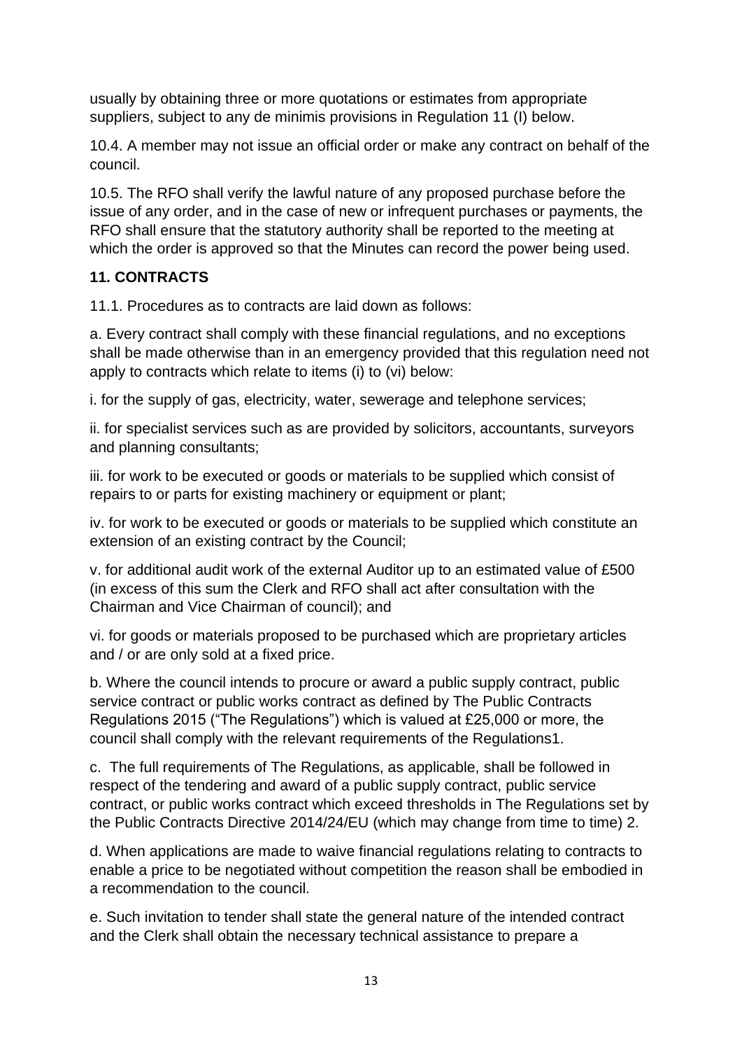usually by obtaining three or more quotations or estimates from appropriate suppliers, subject to any de minimis provisions in Regulation 11 (I) below.

10.4. A member may not issue an official order or make any contract on behalf of the council.

10.5. The RFO shall verify the lawful nature of any proposed purchase before the issue of any order, and in the case of new or infrequent purchases or payments, the RFO shall ensure that the statutory authority shall be reported to the meeting at which the order is approved so that the Minutes can record the power being used.

**11. CONTRACTS**

11.1. Procedures as to contracts are laid down as follows:

a. Every contract shall comply with these financial regulations, and no exceptions shall be made otherwise than in an emergency provided that this regulation need not apply to contracts which relate to items (i) to (vi) below:

i. for the supply of gas, electricity, water, sewerage and telephone services;

ii. for specialist services such as are provided by solicitors, accountants, surveyors and planning consultants;

iii. for work to be executed or goods or materials to be supplied which consist of repairs to or parts for existing machinery or equipment or plant;

iv. for work to be executed or goods or materials to be supplied which constitute an extension of an existing contract by the Council;

v. for additional audit work of the external Auditor up to an estimated value of £500 (in excess of this sum the Clerk and RFO shall act after consultation with the Chairman and Vice Chairman of council); and

vi. for goods or materials proposed to be purchased which are proprietary articles and / or are only sold at a fixed price.

b. Where the council intends to procure or award a public supply contract, public service contract or public works contract as defined by The Public Contracts Regulations 2015 ("The Regulations") which is valued at £25,000 or more, the council shall comply with the relevant requirements of the Regulations[1].

c. The full requirements of The Regulations, as applicable, shall be followed in respect of the tendering and award of a public supply contract, public service contract, or public works contract which exceed thresholds in The Regulations set by the Public Contracts Directive 2014/24/EU (which may change from time to time) [2].

d. When applications are made to waive financial regulations relating to contracts to enable a price to be negotiated without competition the reason shall be embodied in a recommendation to the council.

e. Such invitation to tender shall state the general nature of the intended contract and the Clerk shall obtain the necessary technical assistance to prepare a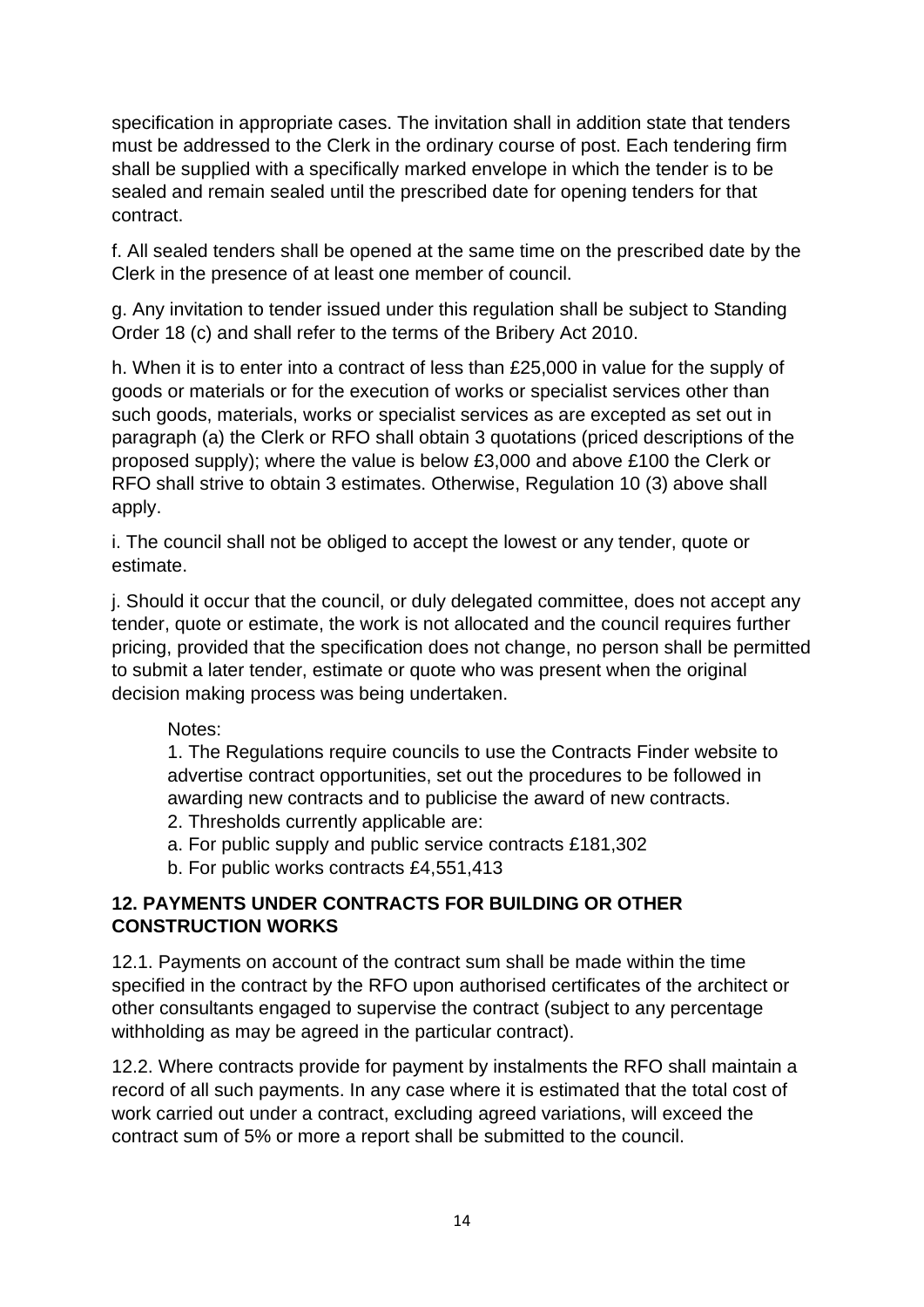specification in appropriate cases. The invitation shall in addition state that tenders must be addressed to the Clerk in the ordinary course of post. Each tendering firm shall be supplied with a specifically marked envelope in which the tender is to be sealed and remain sealed until the prescribed date for opening tenders for that contract.

f. All sealed tenders shall be opened at the same time on the prescribed date by the Clerk in the presence of at least one member of council.

g. Any invitation to tender issued under this regulation shall be subject to Standing Order 18 (c) and shall refer to the terms of the Bribery Act 2010.

h. When it is to enter into a contract of less than £25,000 in value for the supply of goods or materials or for the execution of works or specialist services other than such goods, materials, works or specialist services as are excepted as set out in paragraph (a) the Clerk or RFO shall obtain 3 quotations (priced descriptions of the proposed supply); where the value is below £3,000 and above £100 the Clerk or RFO shall strive to obtain 3 estimates. Otherwise, Regulation 10 (3) above shall apply.

i. The council shall not be obliged to accept the lowest or any tender, quote or estimate.

j. Should it occur that the council, or duly delegated committee, does not accept any tender, quote or estimate, the work is not allocated and the council requires further pricing, provided that the specification does not change, no person shall be permitted to submit a later tender, estimate or quote who was present when the original decision making process was being undertaken.

> Notes:
> 1. The Regulations require councils to use the Contracts Finder website to advertise contract opportunities, set out the procedures to be followed in awarding new contracts and to publicise the award of new contracts.
> 2. Thresholds currently applicable are:
> a. For public supply and public service contracts £181,302
> b. For public works contracts £4,551,413

## 12. PAYMENTS UNDER CONTRACTS FOR BUILDING OR OTHER CONSTRUCTION WORKS

12.1. Payments on account of the contract sum shall be made within the time specified in the contract by the RFO upon authorised certificates of the architect or other consultants engaged to supervise the contract (subject to any percentage withholding as may be agreed in the particular contract).

12.2. Where contracts provide for payment by instalments the RFO shall maintain a record of all such payments. In any case where it is estimated that the total cost of work carried out under a contract, excluding agreed variations, will exceed the contract sum of 5% or more a report shall be submitted to the council.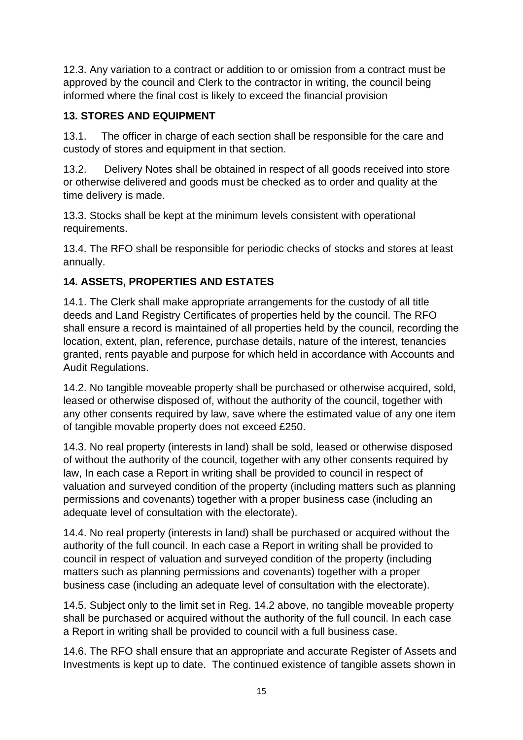12.3. Any variation to a contract or addition to or omission from a contract must be approved by the council and Clerk to the contractor in writing, the council being informed where the final cost is likely to exceed the financial provision

## 13. STORES AND EQUIPMENT

13.1. The officer in charge of each section shall be responsible for the care and custody of stores and equipment in that section.

13.2. Delivery Notes shall be obtained in respect of all goods received into store or otherwise delivered and goods must be checked as to order and quality at the time delivery is made.

13.3. Stocks shall be kept at the minimum levels consistent with operational requirements.

13.4. The RFO shall be responsible for periodic checks of stocks and stores at least annually.

## 14. ASSETS, PROPERTIES AND ESTATES

14.1. The Clerk shall make appropriate arrangements for the custody of all title deeds and Land Registry Certificates of properties held by the council. The RFO shall ensure a record is maintained of all properties held by the council, recording the location, extent, plan, reference, purchase details, nature of the interest, tenancies granted, rents payable and purpose for which held in accordance with Accounts and Audit Regulations.

14.2. No tangible moveable property shall be purchased or otherwise acquired, sold, leased or otherwise disposed of, without the authority of the council, together with any other consents required by law, save where the estimated value of any one item of tangible movable property does not exceed £250.

14.3. No real property (interests in land) shall be sold, leased or otherwise disposed of without the authority of the council, together with any other consents required by law, In each case a Report in writing shall be provided to council in respect of valuation and surveyed condition of the property (including matters such as planning permissions and covenants) together with a proper business case (including an adequate level of consultation with the electorate).

14.4. No real property (interests in land) shall be purchased or acquired without the authority of the full council. In each case a Report in writing shall be provided to council in respect of valuation and surveyed condition of the property (including matters such as planning permissions and covenants) together with a proper business case (including an adequate level of consultation with the electorate).

14.5. Subject only to the limit set in Reg. 14.2 above, no tangible moveable property shall be purchased or acquired without the authority of the full council. In each case a Report in writing shall be provided to council with a full business case.

14.6. The RFO shall ensure that an appropriate and accurate Register of Assets and Investments is kept up to date. The continued existence of tangible assets shown in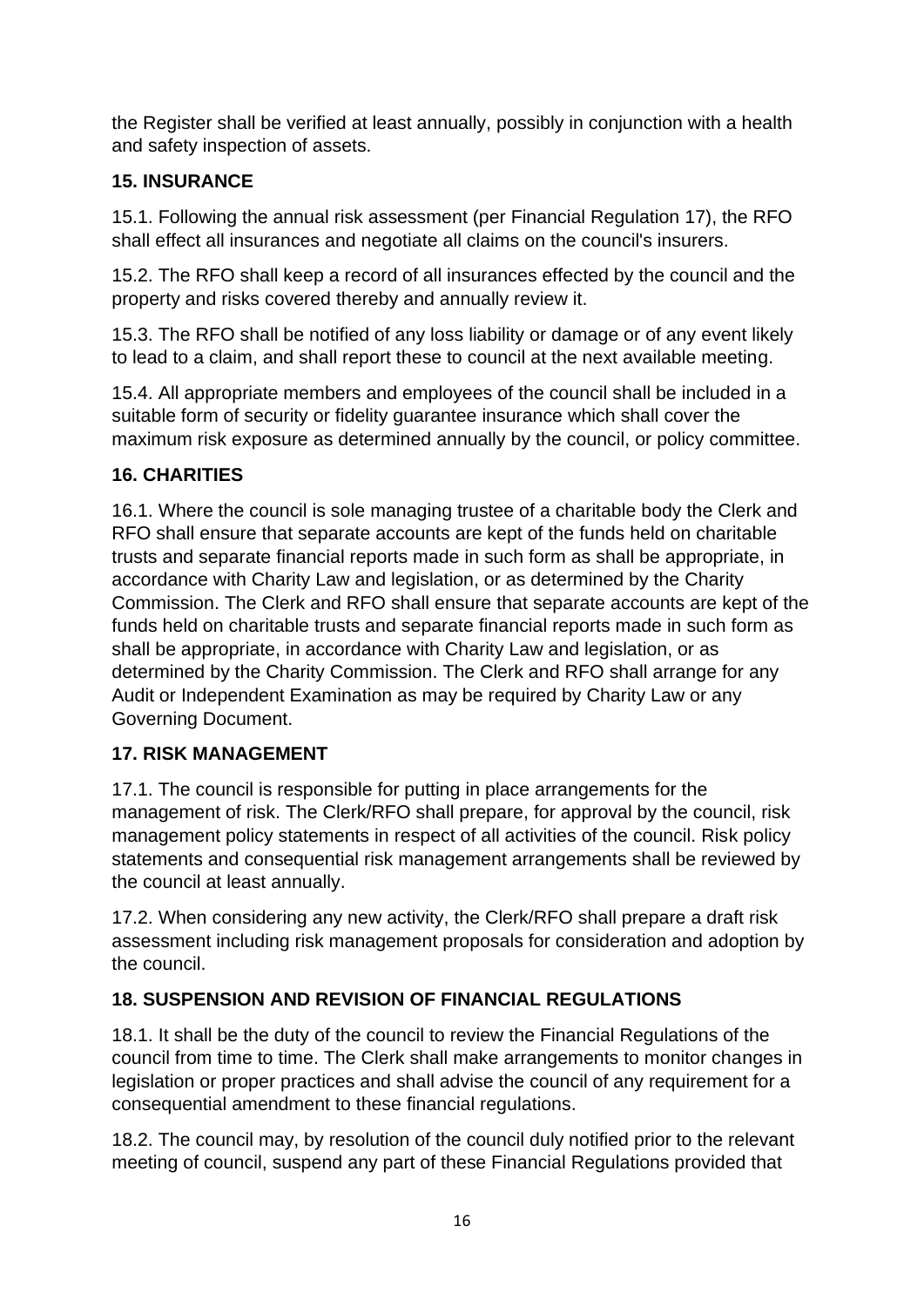the Register shall be verified at least annually, possibly in conjunction with a health and safety inspection of assets.

## 15. INSURANCE

15.1. Following the annual risk assessment (per Financial Regulation 17), the RFO shall effect all insurances and negotiate all claims on the council's insurers.

15.2. The RFO shall keep a record of all insurances effected by the council and the property and risks covered thereby and annually review it.

15.3. The RFO shall be notified of any loss liability or damage or of any event likely to lead to a claim, and shall report these to council at the next available meeting.

15.4. All appropriate members and employees of the council shall be included in a suitable form of security or fidelity guarantee insurance which shall cover the maximum risk exposure as determined annually by the council, or policy committee.

## 16. CHARITIES

16.1. Where the council is sole managing trustee of a charitable body the Clerk and RFO shall ensure that separate accounts are kept of the funds held on charitable trusts and separate financial reports made in such form as shall be appropriate, in accordance with Charity Law and legislation, or as determined by the Charity Commission. The Clerk and RFO shall ensure that separate accounts are kept of the funds held on charitable trusts and separate financial reports made in such form as shall be appropriate, in accordance with Charity Law and legislation, or as determined by the Charity Commission. The Clerk and RFO shall arrange for any Audit or Independent Examination as may be required by Charity Law or any Governing Document.

## 17. RISK MANAGEMENT

17.1. The council is responsible for putting in place arrangements for the management of risk. The Clerk/RFO shall prepare, for approval by the council, risk management policy statements in respect of all activities of the council. Risk policy statements and consequential risk management arrangements shall be reviewed by the council at least annually.

17.2. When considering any new activity, the Clerk/RFO shall prepare a draft risk assessment including risk management proposals for consideration and adoption by the council.

## 18. SUSPENSION AND REVISION OF FINANCIAL REGULATIONS

18.1. It shall be the duty of the council to review the Financial Regulations of the council from time to time. The Clerk shall make arrangements to monitor changes in legislation or proper practices and shall advise the council of any requirement for a consequential amendment to these financial regulations.

18.2. The council may, by resolution of the council duly notified prior to the relevant meeting of council, suspend any part of these Financial Regulations provided that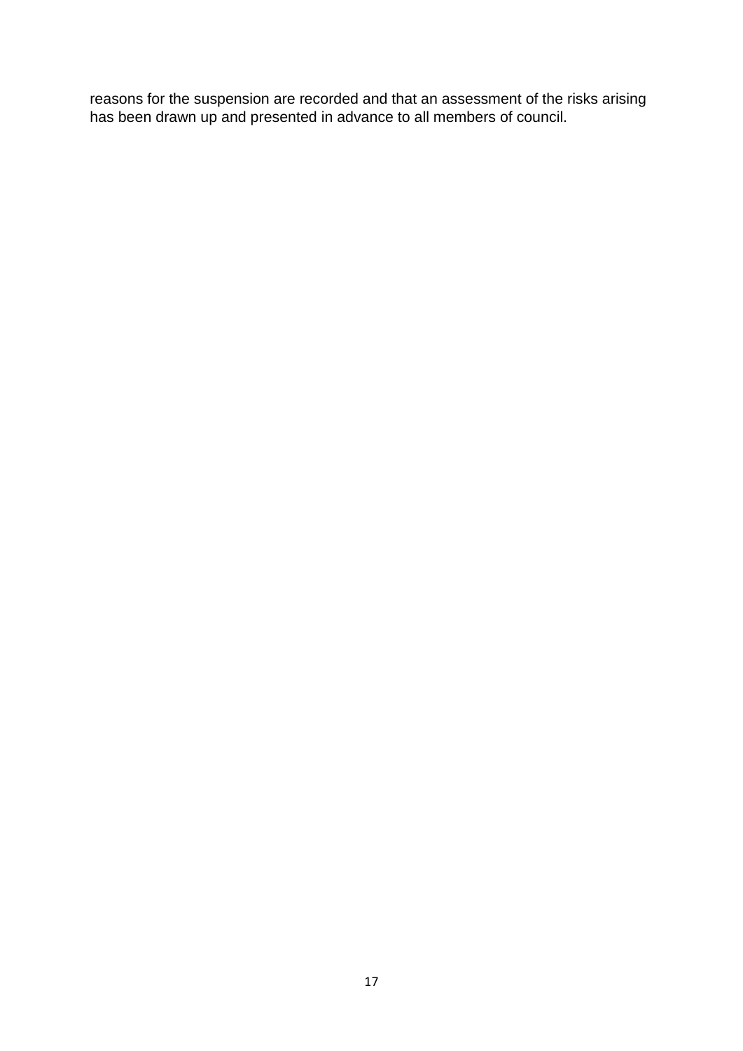reasons for the suspension are recorded and that an assessment of the risks arising has been drawn up and presented in advance to all members of council.